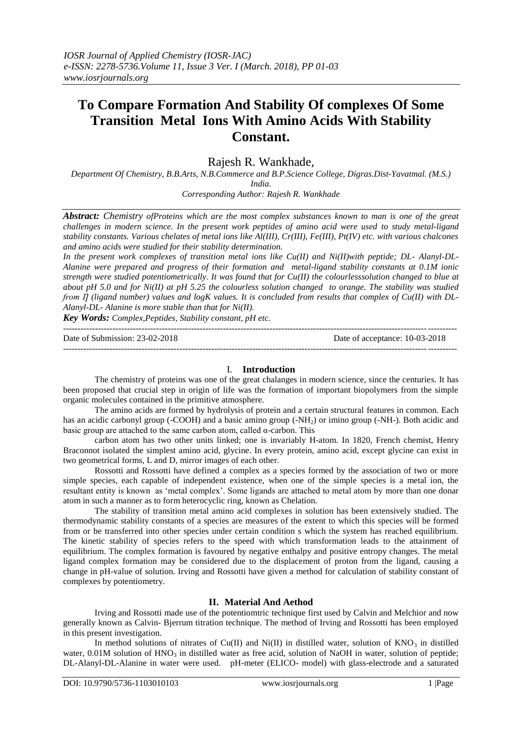# To Compare Formation And Stability Of complexes Of Some Transition Metal Ions With Amino Acids With Stability Constant.

Rajesh R. Wankhade,

*Department Of Chemistry, B.B.Arts, N.B.Commerce and B.P.Science College, Digras.Dist-Yavatmal. (M.S.) India.*
*Corresponding Author: Rajesh R. Wankhade*

***Abstract:*** *Chemistry ofProteins which are the most complex substances known to man is one of the great challenges in modern science. In the present work peptides of amino acid were used to study metal-ligand stability constants. Various chelates of metal ions like Al(III), Cr(III), Fe(III), Pt(IV) etc. with various chalcones and amino acids were studied for their stability determination.*

*In the present work complexes of transition metal ions like Cu(II) and Ni(II)with peptide; DL- Alanyl-DL-Alanine were prepared and progress of their formation and metal-ligand stability constants at 0.1M ionic strength were studied potentiometrically. It was found that for Cu(II) the colourlesssolution changed to blue at about pH 5.0 and for Ni(II) at pH 5.25 the colourless solution changed to orange. The stability was studied from Ŋ (ligand number) values and logK values. It is concluded from results that complex of Cu(II) with DL-Alanyl-DL- Alanine is more stable than that for Ni(II).*

***Key Words:*** *Complex,Peptides, Stability constant, pH etc.*

---

Date of Submission: 23-02-2018 Date of acceptance: 10-03-2018

---

## I. Introduction

The chemistry of proteins was one of the great chalanges in modern science, since the centuries. It has been proposed that crucial step in origin of life was the formation of important biopolymers from the simple organic molecules contained in the primitive atmosphere.

The amino acids are formed by hydrolysis of protein and a certain structural features in common. Each has an acidic carbonyl group (-COOH) and a basic amino group ($-NH_2$) or imino group (-NH-). Both acidic and basic group are attached to the same carbon atom, called α-carbon. This

carbon atom has two other units linked; one is invariably H-atom. In 1820, French chemist, Henry Braconnot isolated the simplest amino acid, glycine. In every protein, amino acid, except glycine can exist in two geometrical forms, L and D, mirror images of each other.

Rossotti and Rossotti have defined a complex as a species formed by the association of two or more simple species, each capable of independent existence, when one of the simple species is a metal ion, the resultant entity is known as 'metal complex'. Some ligands are attached to metal atom by more than one donar atom in such a manner as to form heterocyclic ring, known as Chelation.

The stability of transition metal amino acid complexes in solution has been extensively studied. The thermodynamic stability constants of a species are measures of the extent to which this species will be formed from or be transferred into other species under certain condition s which the system has reached equilibrium. The kinetic stability of species refers to the speed with which transformation leads to the attainment of equilibrium. The complex formation is favoured by negative enthalpy and positive entropy changes. The metal ligand complex formation may be considered due to the displacement of proton from the ligand, causing a change in pH-value of solution. Irving and Rossotti have given a method for calculation of stability constant of complexes by potentiometry.

## II. Material And Aethod

Irving and Rossotti made use of the potentiomtric technique first used by Calvin and Melchior and now generally known as Calvin- Bjerrum titration technique. The method of Irving and Rossotti has been employed in this present investigation.

In method solutions of nitrates of Cu(II) and Ni(II) in distilled water, solution of $KNO_3$ in distilled water, 0.01M solution of $HNO_3$ in distilled water as free acid, solution of NaOH in water, solution of peptide; DL-Alanyl-DL-Alanine in water were used. pH-meter (ELICO- model) with glass-electrode and a saturated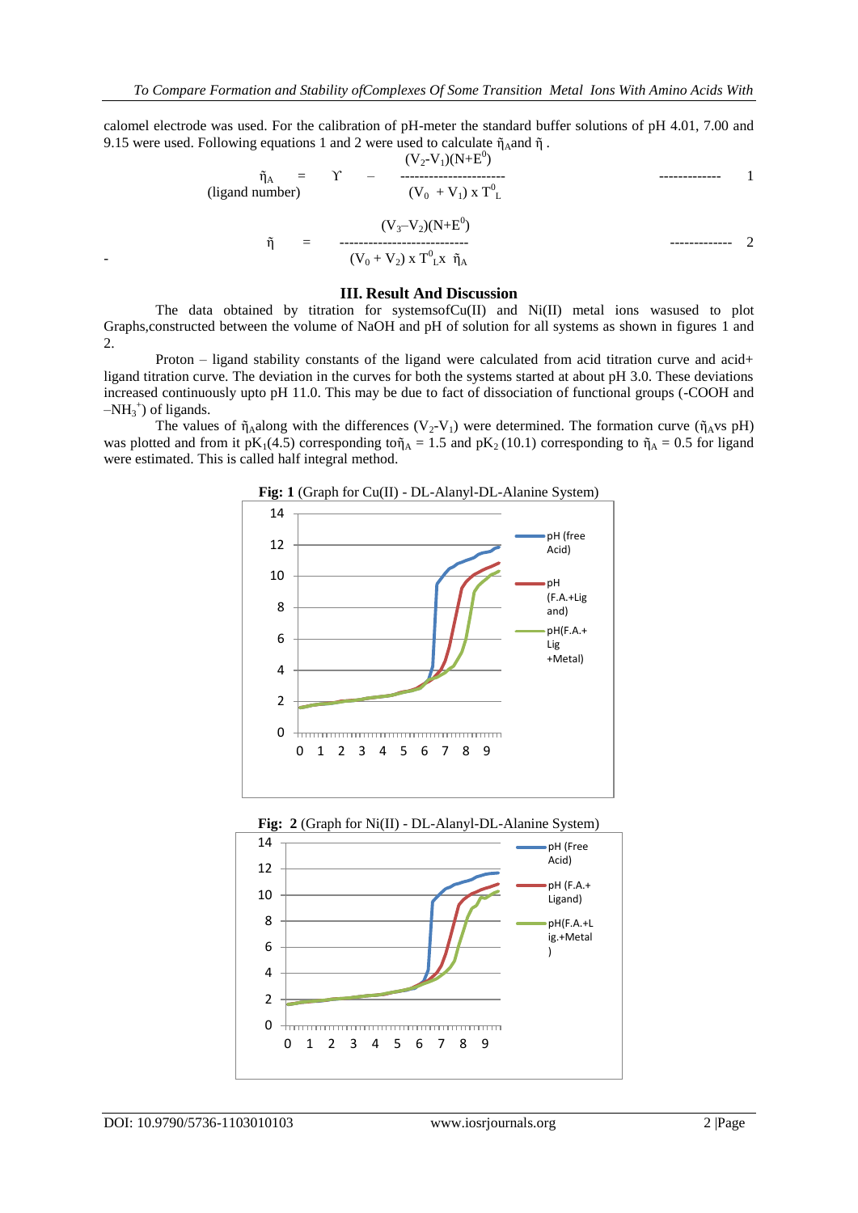calomel electrode was used. For the calibration of pH-meter the standard buffer solutions of pH 4.01, 7.00 and 9.15 were used. Following equations 1 and 2 were used to calculate $\bar{n}_A$ and $\bar{n}$ .

$$\bar{n}_A \text{ (ligand number)} = \Upsilon - \frac{(V_2 - V_1)(N + E^0)}{(V_0 + V_1) \times T^0_L} \quad \text{------------- } 1$$

$$\bar{n} = \frac{(V_3 - V_2)(N + E^0)}{(V_0 + V_2) \times T^0_L \times \bar{n}_A} \quad \text{------------- } 2$$

## III. Result And Discussion

The data obtained by titration for systemsofCu(II) and Ni(II) metal ions wasused to plot Graphs,constructed between the volume of NaOH and pH of solution for all systems as shown in figures 1 and 2.

Proton – ligand stability constants of the ligand were calculated from acid titration curve and acid+ ligand titration curve. The deviation in the curves for both the systems started at about pH 3.0. These deviations increased continuously upto pH 11.0. This may be due to fact of dissociation of functional groups (-COOH and $-NH_3^+$) of ligands.

The values of $\bar{n}_A$along with the differences ($V_2$-$V_1$) were determined. The formation curve ($\bar{n}_A$vs pH) was plotted and from it $pK_1$(4.5) corresponding to$\bar{n}_A$ = 1.5 and $pK_2$ (10.1) corresponding to $\bar{n}_A$ = 0.5 for ligand were estimated. This is called half integral method.

**Fig: 1** (Graph for Cu(II) - DL-Alanyl-DL-Alanine System)

**Fig: 2** (Graph for Ni(II) - DL-Alanyl-DL-Alanine System)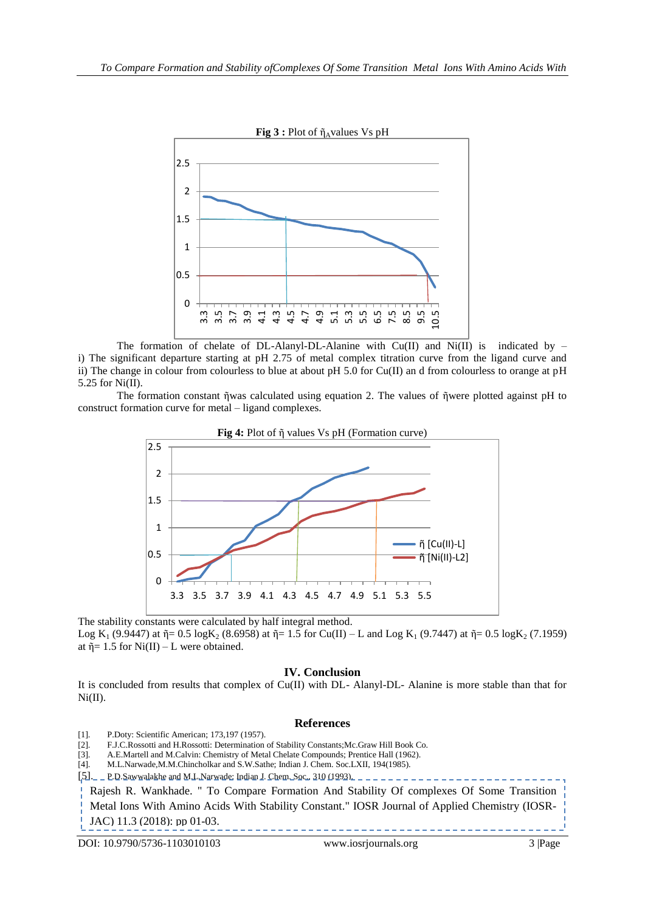**Fig 3 :** Plot of $\bar{n}_A$values Vs pH

2.5
2
1.5
1
0.5
0
3.3 3.5 3.7 3.9 4.1 4.3 4.5 4.7 4.9 5.1 5.3 5.5 6.5 7.5 8.5 9.5 10.5

The formation of chelate of DL-Alanyl-DL-Alanine with Cu(II) and Ni(II) is indicated by – i) The significant departure starting at pH 2.75 of metal complex titration curve from the ligand curve and ii) The change in colour from colourless to blue at about pH 5.0 for Cu(II) an d from colourless to orange at pH 5.25 for Ni(II).

The formation constant $\bar{n}$was calculated using equation 2. The values of $\bar{n}$were plotted against pH to construct formation curve for metal – ligand complexes.

**Fig 4:** Plot of $\bar{n}$ values Vs pH (Formation curve)

2.5
2
1.5
1
0.5
0
3.3 3.5 3.7 3.9 4.1 4.3 4.5 4.7 4.9 5.1 5.3 5.5
ñ [Cu(II)-L]
ñ [Ni(II)-L2]

The stability constants were calculated by half integral method.

Log $K_1$ (9.9447) at $\bar{n}$= 0.5 log$K_2$ (8.6958) at $\bar{n}$= 1.5 for Cu(II) – L and Log $K_1$ (9.7447) at $\bar{n}$= 0.5 log$K_2$ (7.1959) at $\bar{n}$= 1.5 for Ni(II) – L were obtained.

## IV. Conclusion

It is concluded from results that complex of Cu(II) with DL- Alanyl-DL- Alanine is more stable than that for Ni(II).

## References

[1]. P.Doty: Scientific American; 173,197 (1957).
[2]. F.J.C.Rossotti and H.Rossotti: Determination of Stability Constants;Mc.Graw Hill Book Co.
[3]. A.E.Martell and M.Calvin: Chemistry of Metal Chelate Compounds; Prentice Hall (1962).
[4]. M.L.Narwade,M.M.Chincholkar and S.W.Sathe; Indian J. Chem. Soc.LXII, 194(1985).
[5]. P.D.Sawwalakhe and M.L.Narwade; Indian J. Chem. Soc., 310 (1993).

Rajesh R. Wankhade. " To Compare Formation And Stability Of complexes Of Some Transition Metal Ions With Amino Acids With Stability Constant." IOSR Journal of Applied Chemistry (IOSR-JAC) 11.3 (2018): pp 01-03.